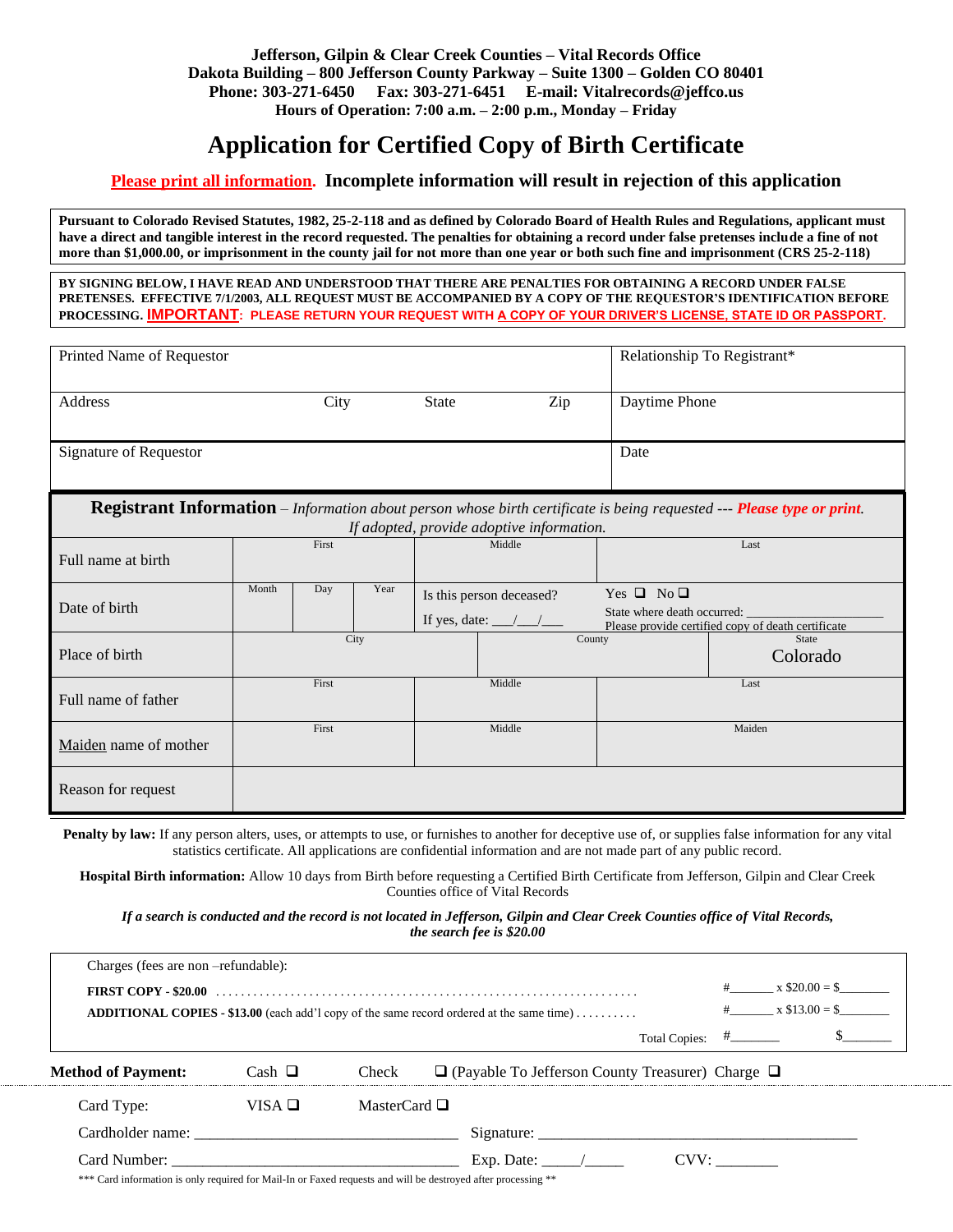**Jefferson, Gilpin & Clear Creek Counties – Vital Records Office**
**Dakota Building – 800 Jefferson County Parkway – Suite 1300 – Golden CO 80401**
**Phone: 303-271-6450 Fax: 303-271-6451 E-mail: Vitalrecords@jeffco.us**
**Hours of Operation: 7:00 a.m. – 2:00 p.m., Monday – Friday**

# Application for Certified Copy of Birth Certificate

**Please print all information. Incomplete information will result in rejection of this application**

**Pursuant to Colorado Revised Statutes, 1982, 25-2-118 and as defined by Colorado Board of Health Rules and Regulations, applicant must have a direct and tangible interest in the record requested. The penalties for obtaining a record under false pretenses include a fine of not more than $1,000.00, or imprisonment in the county jail for not more than one year or both such fine and imprisonment (CRS 25-2-118)**

**BY SIGNING BELOW, I HAVE READ AND UNDERSTOOD THAT THERE ARE PENALTIES FOR OBTAINING A RECORD UNDER FALSE PRETENSES. EFFECTIVE 7/1/2003, ALL REQUEST MUST BE ACCOMPANIED BY A COPY OF THE REQUESTOR'S IDENTIFICATION BEFORE PROCESSING. IMPORTANT: PLEASE RETURN YOUR REQUEST WITH A COPY OF YOUR DRIVER'S LICENSE, STATE ID OR PASSPORT.**

| Printed Name of Requestor | | | | Relationship To Registrant* |
|---|---|---|---|---|
| Address | City | State | Zip | Daytime Phone |
| Signature of Requestor | | | | Date |

**Registrant Information** – *Information about person whose birth certificate is being requested --- **Please type or print.** If adopted, provide adoptive information.*

| | | | |
|---|---|---|---|
| Full name at birth | First | Middle | Last |
| Date of birth | Month / Day / Year | Is this person deceased? If yes, date: \_\_\_/\_\_\_/\_\_\_ | Yes ❑ No ❑ State where death occurred: \_\_\_\_\_\_\_\_ Please provide certified copy of death certificate |
| Place of birth | City | County | State: Colorado |
| Full name of father | First | Middle | Last |
| Maiden name of mother | First | Middle | Maiden |
| Reason for request | | | |

**Penalty by law:** If any person alters, uses, or attempts to use, or furnishes to another for deceptive use of, or supplies false information for any vital statistics certificate. All applications are confidential information and are not made part of any public record.

**Hospital Birth information:** Allow 10 days from Birth before requesting a Certified Birth Certificate from Jefferson, Gilpin and Clear Creek Counties office of Vital Records

***If a search is conducted and the record is not located in Jefferson, Gilpin and Clear Creek Counties office of Vital Records, the search fee is $20.00***

Charges (fees are non –refundable):

| | | |
|---|---|---|
| **FIRST COPY - $20.00** | #\_\_\_\_\_\_ x $20.00 = | $\_\_\_\_\_\_ |
| **ADDITIONAL COPIES - $13.00** (each add'l copy of the same record ordered at the same time) | #\_\_\_\_\_\_ x $13.00 = | $\_\_\_\_\_\_ |
| Total Copies: | #\_\_\_\_\_\_ | $\_\_\_\_\_\_ |

**Method of Payment:** Cash ❑ Check ❑ (Payable To Jefferson County Treasurer) Charge ❑

Card Type: VISA ❑ MasterCard ❑

Cardholder name: \_\_\_\_\_\_\_\_\_\_\_\_\_\_\_\_\_\_\_\_ Signature: \_\_\_\_\_\_\_\_\_\_\_\_\_\_\_\_\_\_\_\_

Card Number: \_\_\_\_\_\_\_\_\_\_\_\_\_\_\_\_\_\_\_\_ Exp. Date: \_\_\_\_\_/\_\_\_\_\_ CVV: \_\_\_\_\_\_\_\_

\*\*\* Card information is only required for Mail-In or Faxed requests and will be destroyed after processing \*\*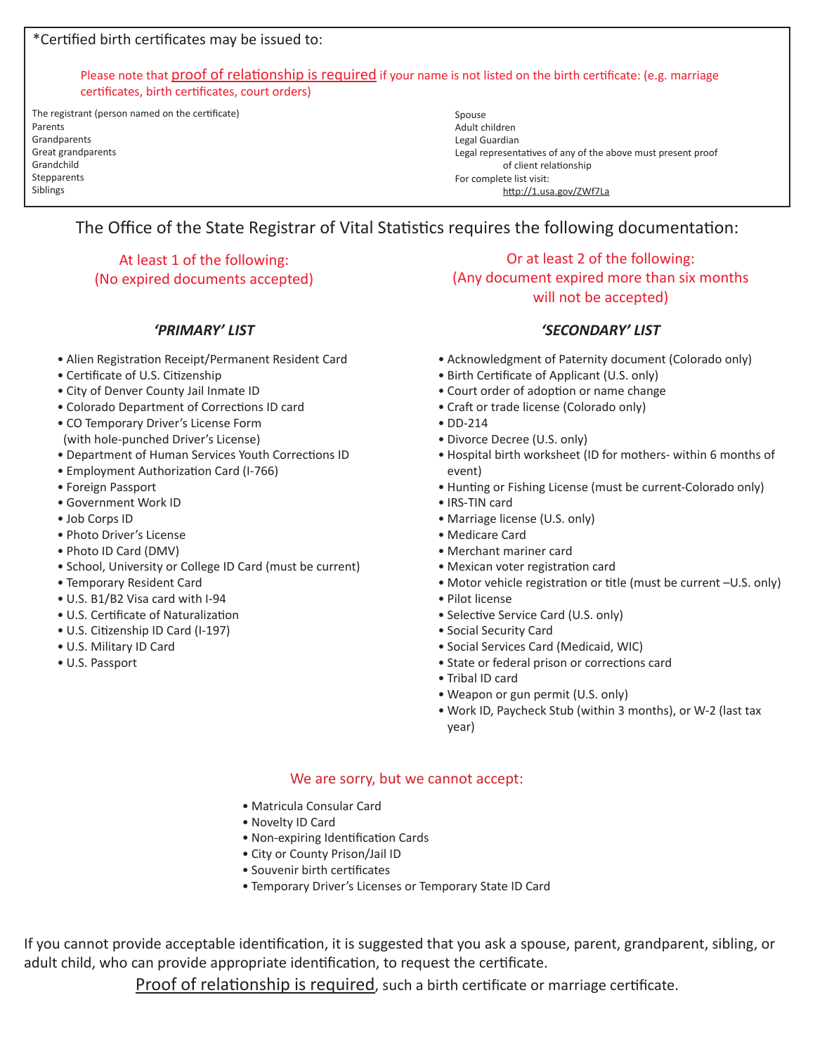*Certified birth certificates may be issued to:

Please note that proof of relationship is required if your name is not listed on the birth certificate: (e.g. marriage certificates, birth certificates, court orders)

The registrant (person named on the certificate)
Parents
Grandparents
Great grandparents
Grandchild
Stepparents
Siblings
Spouse
Adult children
Legal Guardian
Legal representatives of any of the above must present proof of client relationship
For complete list visit: http://1.usa.gov/ZWf7La

## The Office of the State Registrar of Vital Statistics requires the following documentation:

At least 1 of the following:
(No expired documents accepted)

### *'PRIMARY' LIST*

- Alien Registration Receipt/Permanent Resident Card
- Certificate of U.S. Citizenship
- City of Denver County Jail Inmate ID
- Colorado Department of Corrections ID card
- CO Temporary Driver's License Form (with hole-punched Driver's License)
- Department of Human Services Youth Corrections ID
- Employment Authorization Card (I-766)
- Foreign Passport
- Government Work ID
- Job Corps ID
- Photo Driver's License
- Photo ID Card (DMV)
- School, University or College ID Card (must be current)
- Temporary Resident Card
- U.S. B1/B2 Visa card with I-94
- U.S. Certificate of Naturalization
- U.S. Citizenship ID Card (I-197)
- U.S. Military ID Card
- U.S. Passport

Or at least 2 of the following:
(Any document expired more than six months will not be accepted)

### *'SECONDARY' LIST*

- Acknowledgment of Paternity document (Colorado only)
- Birth Certificate of Applicant (U.S. only)
- Court order of adoption or name change
- Craft or trade license (Colorado only)
- DD-214
- Divorce Decree (U.S. only)
- Hospital birth worksheet (ID for mothers- within 6 months of event)
- Hunting or Fishing License (must be current-Colorado only)
- IRS-TIN card
- Marriage license (U.S. only)
- Medicare Card
- Merchant mariner card
- Mexican voter registration card
- Motor vehicle registration or title (must be current –U.S. only)
- Pilot license
- Selective Service Card (U.S. only)
- Social Security Card
- Social Services Card (Medicaid, WIC)
- State or federal prison or corrections card
- Tribal ID card
- Weapon or gun permit (U.S. only)
- Work ID, Paycheck Stub (within 3 months), or W-2 (last tax year)

We are sorry, but we cannot accept:

- Matricula Consular Card
- Novelty ID Card
- Non-expiring Identification Cards
- City or County Prison/Jail ID
- Souvenir birth certificates
- Temporary Driver's Licenses or Temporary State ID Card

If you cannot provide acceptable identification, it is suggested that you ask a spouse, parent, grandparent, sibling, or adult child, who can provide appropriate identification, to request the certificate.

Proof of relationship is required, such a birth certificate or marriage certificate.